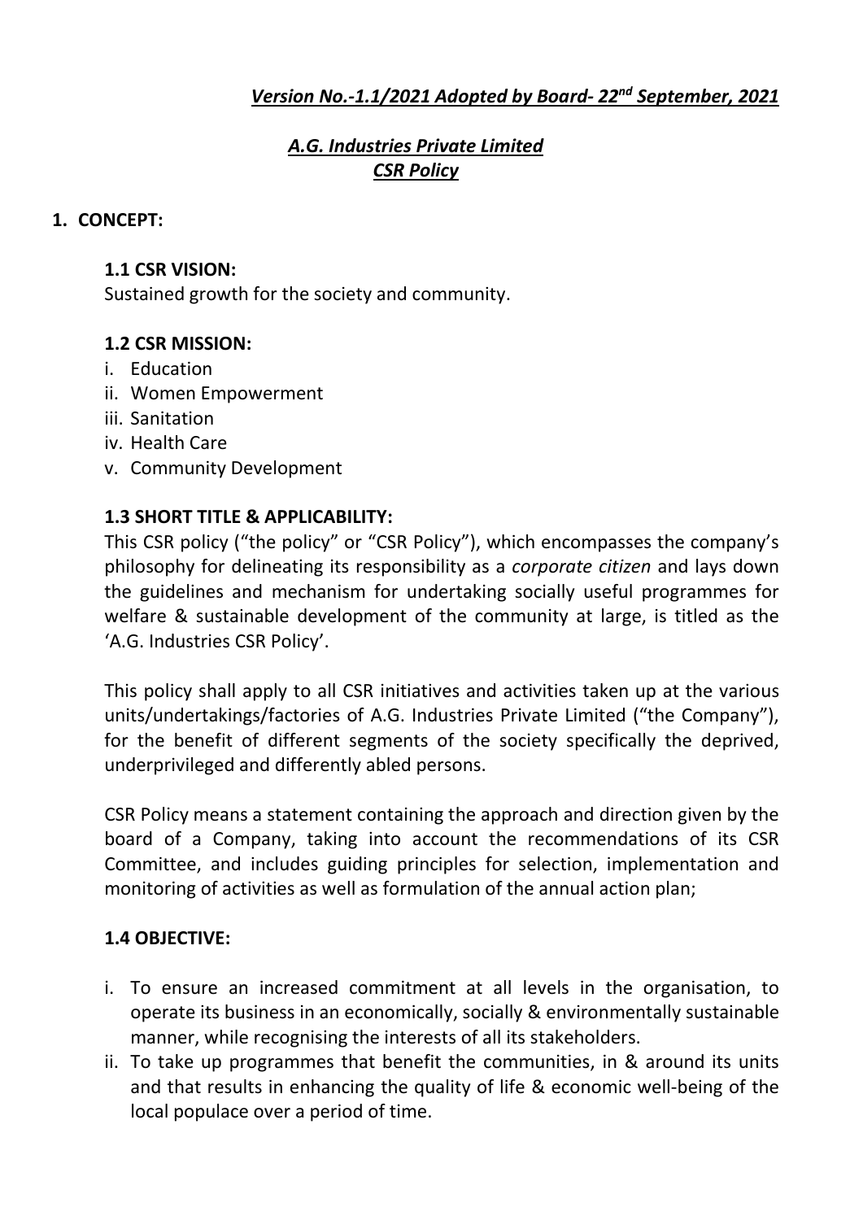***Version No.-1.1/2021 Adopted by Board- 22nd September, 2021***

# ***A.G. Industries Private Limited***
# ***CSR Policy***

## 1. CONCEPT:

### 1.1 CSR VISION:

Sustained growth for the society and community.

### 1.2 CSR MISSION:

i. Education
ii. Women Empowerment
iii. Sanitation
iv. Health Care
v. Community Development

### 1.3 SHORT TITLE & APPLICABILITY:

This CSR policy ("the policy" or "CSR Policy"), which encompasses the company's philosophy for delineating its responsibility as a *corporate citizen* and lays down the guidelines and mechanism for undertaking socially useful programmes for welfare & sustainable development of the community at large, is titled as the 'A.G. Industries CSR Policy'.

This policy shall apply to all CSR initiatives and activities taken up at the various units/undertakings/factories of A.G. Industries Private Limited ("the Company"), for the benefit of different segments of the society specifically the deprived, underprivileged and differently abled persons.

CSR Policy means a statement containing the approach and direction given by the board of a Company, taking into account the recommendations of its CSR Committee, and includes guiding principles for selection, implementation and monitoring of activities as well as formulation of the annual action plan;

### 1.4 OBJECTIVE:

i. To ensure an increased commitment at all levels in the organisation, to operate its business in an economically, socially & environmentally sustainable manner, while recognising the interests of all its stakeholders.
ii. To take up programmes that benefit the communities, in & around its units and that results in enhancing the quality of life & economic well-being of the local populace over a period of time.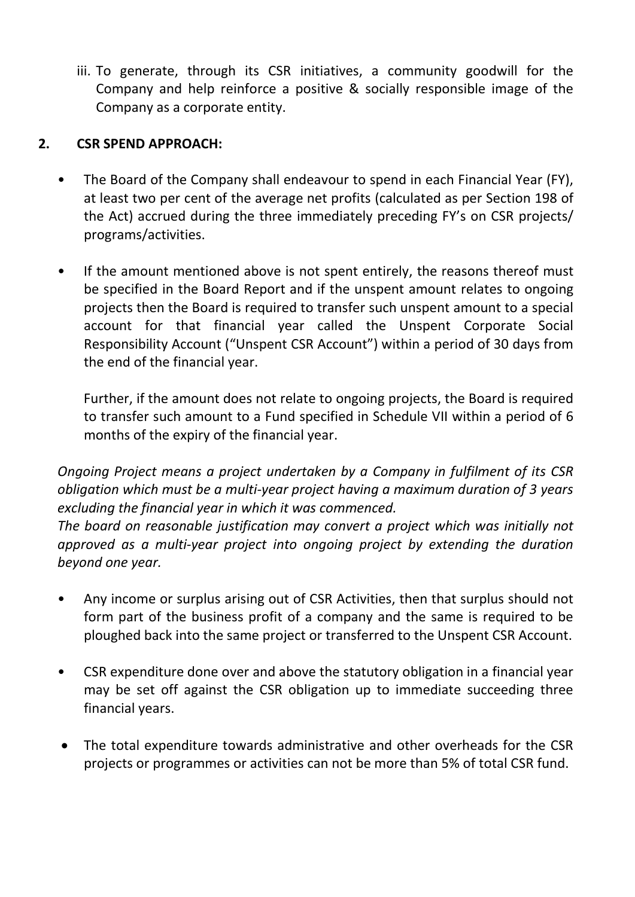iii. To generate, through its CSR initiatives, a community goodwill for the Company and help reinforce a positive & socially responsible image of the Company as a corporate entity.

## 2. CSR SPEND APPROACH:

- The Board of the Company shall endeavour to spend in each Financial Year (FY), at least two per cent of the average net profits (calculated as per Section 198 of the Act) accrued during the three immediately preceding FY's on CSR projects/ programs/activities.

- If the amount mentioned above is not spent entirely, the reasons thereof must be specified in the Board Report and if the unspent amount relates to ongoing projects then the Board is required to transfer such unspent amount to a special account for that financial year called the Unspent Corporate Social Responsibility Account ("Unspent CSR Account") within a period of 30 days from the end of the financial year.

  Further, if the amount does not relate to ongoing projects, the Board is required to transfer such amount to a Fund specified in Schedule VII within a period of 6 months of the expiry of the financial year.

*Ongoing Project means a project undertaken by a Company in fulfilment of its CSR obligation which must be a multi-year project having a maximum duration of 3 years excluding the financial year in which it was commenced.*
*The board on reasonable justification may convert a project which was initially not approved as a multi-year project into ongoing project by extending the duration beyond one year.*

- Any income or surplus arising out of CSR Activities, then that surplus should not form part of the business profit of a company and the same is required to be ploughed back into the same project or transferred to the Unspent CSR Account.

- CSR expenditure done over and above the statutory obligation in a financial year may be set off against the CSR obligation up to immediate succeeding three financial years.

- The total expenditure towards administrative and other overheads for the CSR projects or programmes or activities can not be more than 5% of total CSR fund.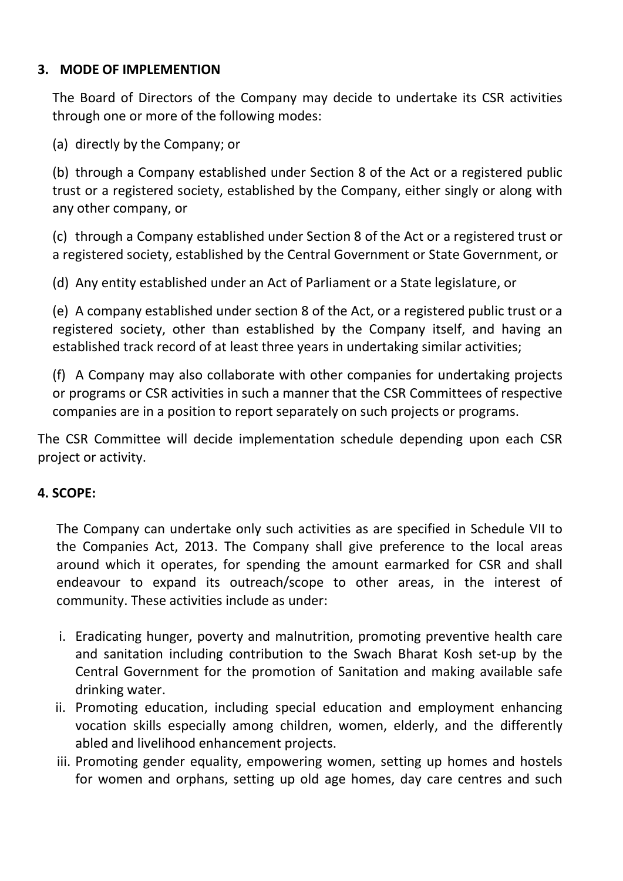### 3. MODE OF IMPLEMENTION

The Board of Directors of the Company may decide to undertake its CSR activities through one or more of the following modes:

(a) directly by the Company; or

(b) through a Company established under Section 8 of the Act or a registered public trust or a registered society, established by the Company, either singly or along with any other company, or

(c) through a Company established under Section 8 of the Act or a registered trust or a registered society, established by the Central Government or State Government, or

(d) Any entity established under an Act of Parliament or a State legislature, or

(e) A company established under section 8 of the Act, or a registered public trust or a registered society, other than established by the Company itself, and having an established track record of at least three years in undertaking similar activities;

(f) A Company may also collaborate with other companies for undertaking projects or programs or CSR activities in such a manner that the CSR Committees of respective companies are in a position to report separately on such projects or programs.

The CSR Committee will decide implementation schedule depending upon each CSR project or activity.

### 4. SCOPE:

The Company can undertake only such activities as are specified in Schedule VII to the Companies Act, 2013. The Company shall give preference to the local areas around which it operates, for spending the amount earmarked for CSR and shall endeavour to expand its outreach/scope to other areas, in the interest of community. These activities include as under:

i. Eradicating hunger, poverty and malnutrition, promoting preventive health care and sanitation including contribution to the Swach Bharat Kosh set-up by the Central Government for the promotion of Sanitation and making available safe drinking water.
ii. Promoting education, including special education and employment enhancing vocation skills especially among children, women, elderly, and the differently abled and livelihood enhancement projects.
iii. Promoting gender equality, empowering women, setting up homes and hostels for women and orphans, setting up old age homes, day care centres and such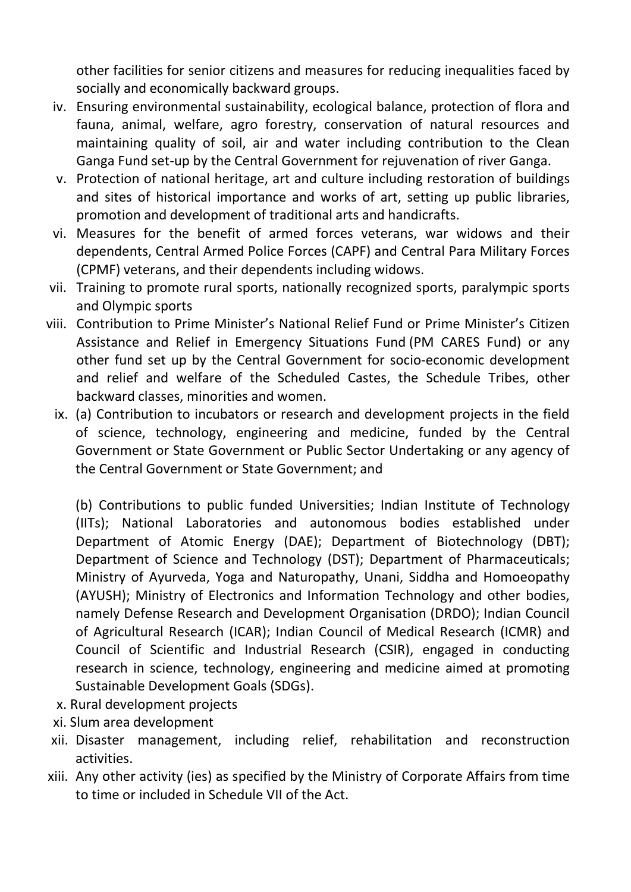other facilities for senior citizens and measures for reducing inequalities faced by socially and economically backward groups.

iv. Ensuring environmental sustainability, ecological balance, protection of flora and fauna, animal, welfare, agro forestry, conservation of natural resources and maintaining quality of soil, air and water including contribution to the Clean Ganga Fund set-up by the Central Government for rejuvenation of river Ganga.

v. Protection of national heritage, art and culture including restoration of buildings and sites of historical importance and works of art, setting up public libraries, promotion and development of traditional arts and handicrafts.

vi. Measures for the benefit of armed forces veterans, war widows and their dependents, Central Armed Police Forces (CAPF) and Central Para Military Forces (CPMF) veterans, and their dependents including widows.

vii. Training to promote rural sports, nationally recognized sports, paralympic sports and Olympic sports

viii. Contribution to Prime Minister's National Relief Fund or Prime Minister's Citizen Assistance and Relief in Emergency Situations Fund (PM CARES Fund) or any other fund set up by the Central Government for socio-economic development and relief and welfare of the Scheduled Castes, the Schedule Tribes, other backward classes, minorities and women.

ix. (a) Contribution to incubators or research and development projects in the field of science, technology, engineering and medicine, funded by the Central Government or State Government or Public Sector Undertaking or any agency of the Central Government or State Government; and

(b) Contributions to public funded Universities; Indian Institute of Technology (IITs); National Laboratories and autonomous bodies established under Department of Atomic Energy (DAE); Department of Biotechnology (DBT); Department of Science and Technology (DST); Department of Pharmaceuticals; Ministry of Ayurveda, Yoga and Naturopathy, Unani, Siddha and Homoeopathy (AYUSH); Ministry of Electronics and Information Technology and other bodies, namely Defense Research and Development Organisation (DRDO); Indian Council of Agricultural Research (ICAR); Indian Council of Medical Research (ICMR) and Council of Scientific and Industrial Research (CSIR), engaged in conducting research in science, technology, engineering and medicine aimed at promoting Sustainable Development Goals (SDGs).

x. Rural development projects

xi. Slum area development

xii. Disaster management, including relief, rehabilitation and reconstruction activities.

xiii. Any other activity (ies) as specified by the Ministry of Corporate Affairs from time to time or included in Schedule VII of the Act.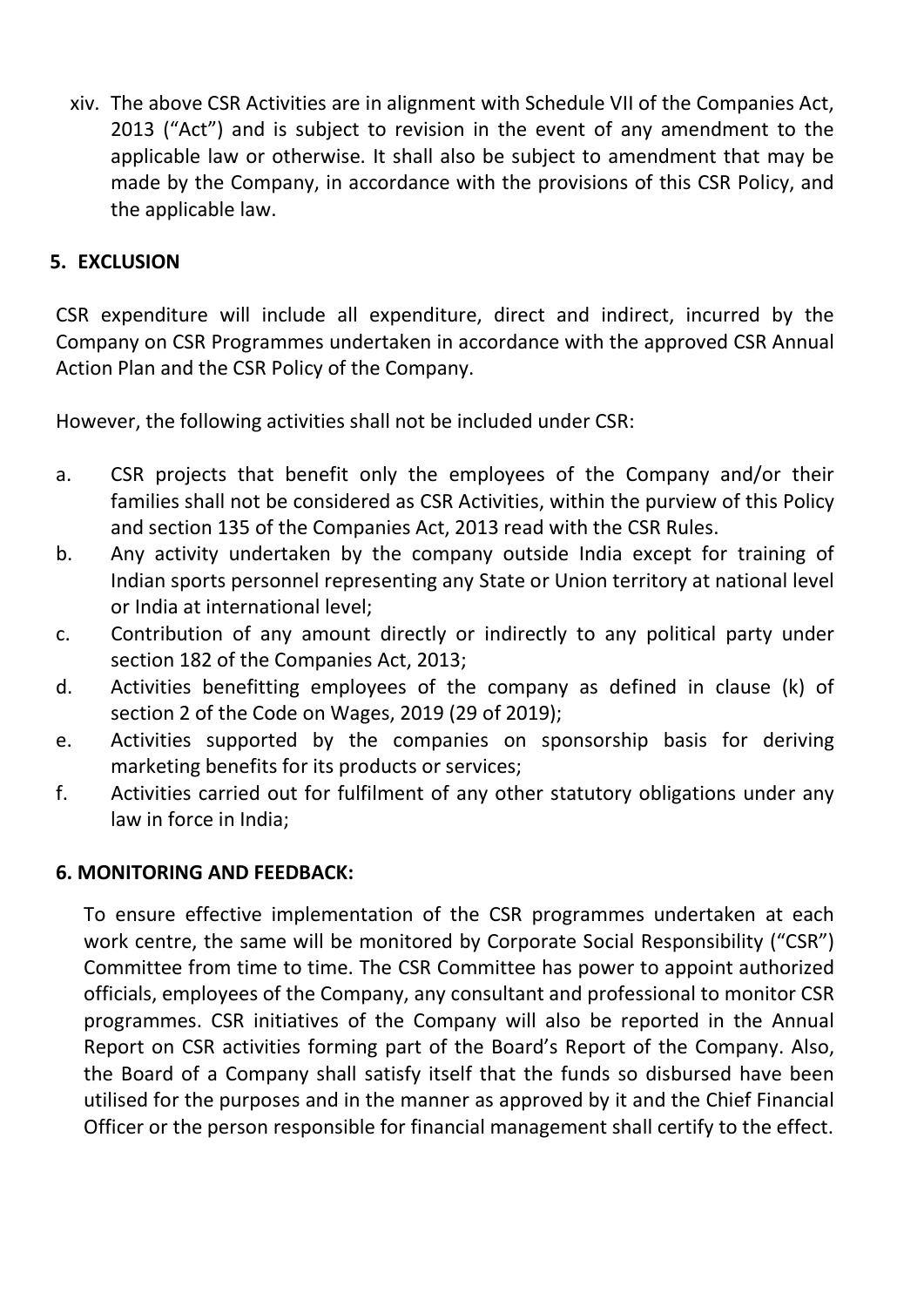xiv. The above CSR Activities are in alignment with Schedule VII of the Companies Act, 2013 ("Act") and is subject to revision in the event of any amendment to the applicable law or otherwise. It shall also be subject to amendment that may be made by the Company, in accordance with the provisions of this CSR Policy, and the applicable law.

## 5. EXCLUSION

CSR expenditure will include all expenditure, direct and indirect, incurred by the Company on CSR Programmes undertaken in accordance with the approved CSR Annual Action Plan and the CSR Policy of the Company.

However, the following activities shall not be included under CSR:

a. CSR projects that benefit only the employees of the Company and/or their families shall not be considered as CSR Activities, within the purview of this Policy and section 135 of the Companies Act, 2013 read with the CSR Rules.

b. Any activity undertaken by the company outside India except for training of Indian sports personnel representing any State or Union territory at national level or India at international level;

c. Contribution of any amount directly or indirectly to any political party under section 182 of the Companies Act, 2013;

d. Activities benefitting employees of the company as defined in clause (k) of section 2 of the Code on Wages, 2019 (29 of 2019);

e. Activities supported by the companies on sponsorship basis for deriving marketing benefits for its products or services;

f. Activities carried out for fulfilment of any other statutory obligations under any law in force in India;

## 6. MONITORING AND FEEDBACK:

To ensure effective implementation of the CSR programmes undertaken at each work centre, the same will be monitored by Corporate Social Responsibility ("CSR") Committee from time to time. The CSR Committee has power to appoint authorized officials, employees of the Company, any consultant and professional to monitor CSR programmes. CSR initiatives of the Company will also be reported in the Annual Report on CSR activities forming part of the Board's Report of the Company. Also, the Board of a Company shall satisfy itself that the funds so disbursed have been utilised for the purposes and in the manner as approved by it and the Chief Financial Officer or the person responsible for financial management shall certify to the effect.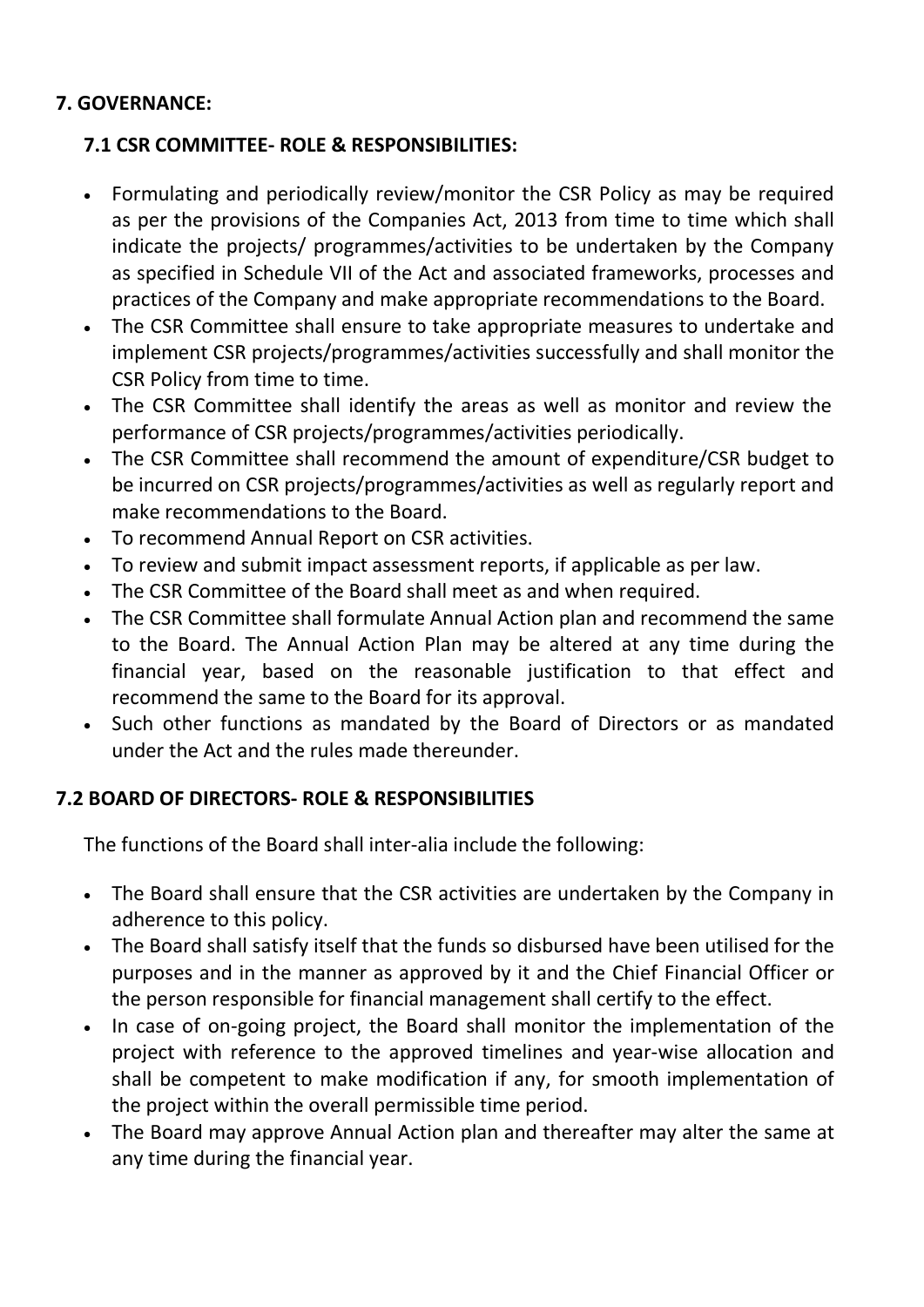## 7. GOVERNANCE:

### 7.1 CSR COMMITTEE- ROLE & RESPONSIBILITIES:

- Formulating and periodically review/monitor the CSR Policy as may be required as per the provisions of the Companies Act, 2013 from time to time which shall indicate the projects/ programmes/activities to be undertaken by the Company as specified in Schedule VII of the Act and associated frameworks, processes and practices of the Company and make appropriate recommendations to the Board.
- The CSR Committee shall ensure to take appropriate measures to undertake and implement CSR projects/programmes/activities successfully and shall monitor the CSR Policy from time to time.
- The CSR Committee shall identify the areas as well as monitor and review the performance of CSR projects/programmes/activities periodically.
- The CSR Committee shall recommend the amount of expenditure/CSR budget to be incurred on CSR projects/programmes/activities as well as regularly report and make recommendations to the Board.
- To recommend Annual Report on CSR activities.
- To review and submit impact assessment reports, if applicable as per law.
- The CSR Committee of the Board shall meet as and when required.
- The CSR Committee shall formulate Annual Action plan and recommend the same to the Board. The Annual Action Plan may be altered at any time during the financial year, based on the reasonable justification to that effect and recommend the same to the Board for its approval.
- Such other functions as mandated by the Board of Directors or as mandated under the Act and the rules made thereunder.

### 7.2 BOARD OF DIRECTORS- ROLE & RESPONSIBILITIES

The functions of the Board shall inter-alia include the following:

- The Board shall ensure that the CSR activities are undertaken by the Company in adherence to this policy.
- The Board shall satisfy itself that the funds so disbursed have been utilised for the purposes and in the manner as approved by it and the Chief Financial Officer or the person responsible for financial management shall certify to the effect.
- In case of on-going project, the Board shall monitor the implementation of the project with reference to the approved timelines and year-wise allocation and shall be competent to make modification if any, for smooth implementation of the project within the overall permissible time period.
- The Board may approve Annual Action plan and thereafter may alter the same at any time during the financial year.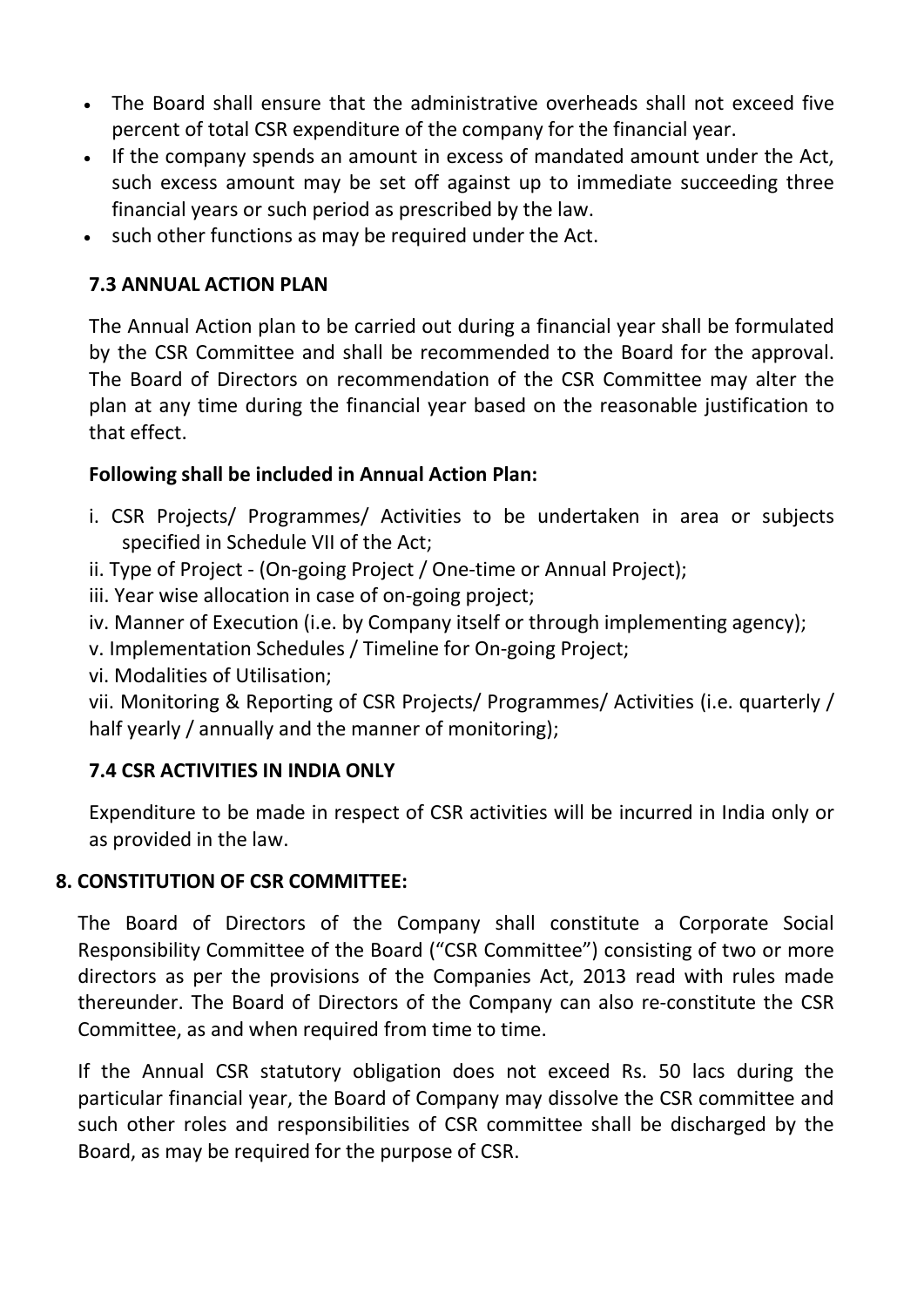- The Board shall ensure that the administrative overheads shall not exceed five percent of total CSR expenditure of the company for the financial year.
- If the company spends an amount in excess of mandated amount under the Act, such excess amount may be set off against up to immediate succeeding three financial years or such period as prescribed by the law.
- such other functions as may be required under the Act.

### 7.3 ANNUAL ACTION PLAN

The Annual Action plan to be carried out during a financial year shall be formulated by the CSR Committee and shall be recommended to the Board for the approval. The Board of Directors on recommendation of the CSR Committee may alter the plan at any time during the financial year based on the reasonable justification to that effect.

**Following shall be included in Annual Action Plan:**

i. CSR Projects/ Programmes/ Activities to be undertaken in area or subjects specified in Schedule VII of the Act;

ii. Type of Project - (On-going Project / One-time or Annual Project);

iii. Year wise allocation in case of on-going project;

iv. Manner of Execution (i.e. by Company itself or through implementing agency);

v. Implementation Schedules / Timeline for On-going Project;

vi. Modalities of Utilisation;

vii. Monitoring & Reporting of CSR Projects/ Programmes/ Activities (i.e. quarterly / half yearly / annually and the manner of monitoring);

### 7.4 CSR ACTIVITIES IN INDIA ONLY

Expenditure to be made in respect of CSR activities will be incurred in India only or as provided in the law.

## 8. CONSTITUTION OF CSR COMMITTEE:

The Board of Directors of the Company shall constitute a Corporate Social Responsibility Committee of the Board ("CSR Committee") consisting of two or more directors as per the provisions of the Companies Act, 2013 read with rules made thereunder. The Board of Directors of the Company can also re-constitute the CSR Committee, as and when required from time to time.

If the Annual CSR statutory obligation does not exceed Rs. 50 lacs during the particular financial year, the Board of Company may dissolve the CSR committee and such other roles and responsibilities of CSR committee shall be discharged by the Board, as may be required for the purpose of CSR.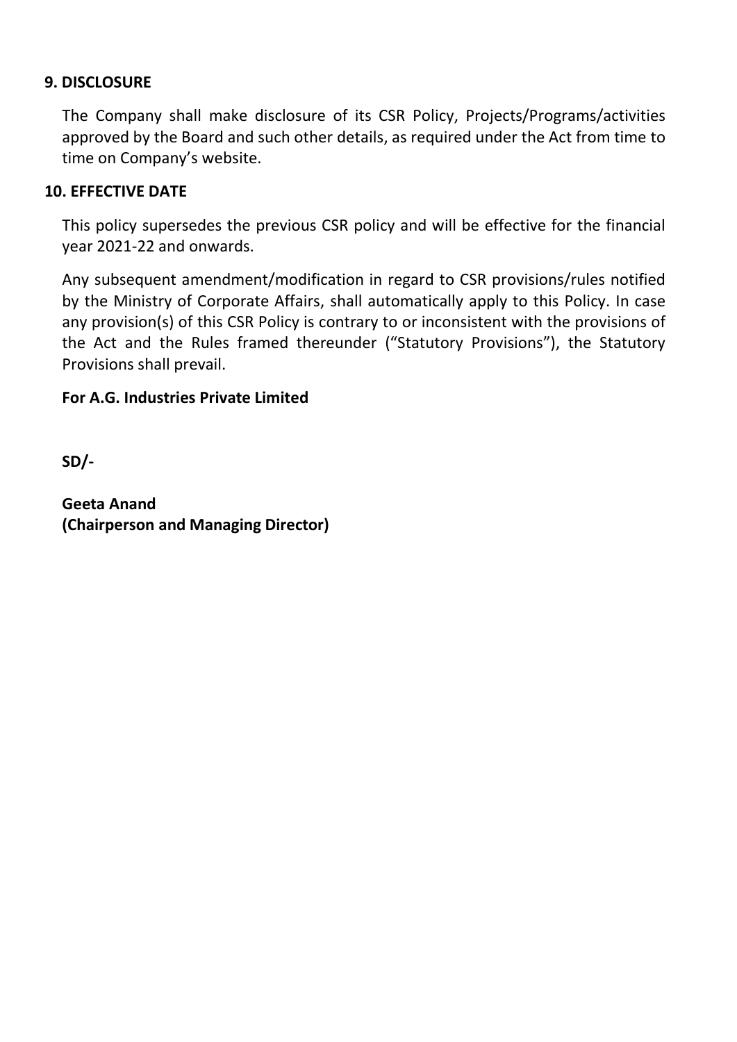## 9. DISCLOSURE

The Company shall make disclosure of its CSR Policy, Projects/Programs/activities approved by the Board and such other details, as required under the Act from time to time on Company's website.

## 10. EFFECTIVE DATE

This policy supersedes the previous CSR policy and will be effective for the financial year 2021-22 and onwards.

Any subsequent amendment/modification in regard to CSR provisions/rules notified by the Ministry of Corporate Affairs, shall automatically apply to this Policy. In case any provision(s) of this CSR Policy is contrary to or inconsistent with the provisions of the Act and the Rules framed thereunder ("Statutory Provisions"), the Statutory Provisions shall prevail.

**For A.G. Industries Private Limited**

**SD/-**

**Geeta Anand**
**(Chairperson and Managing Director)**